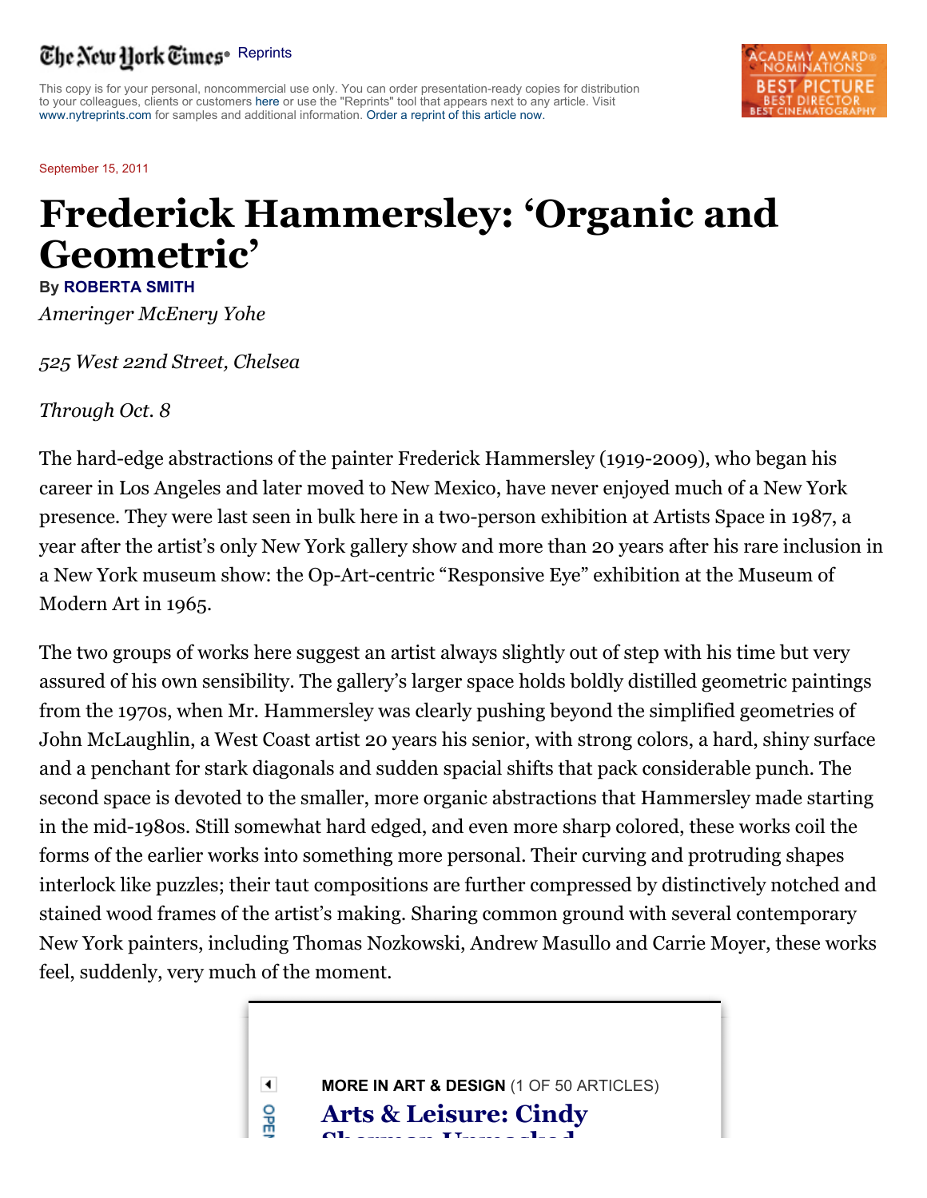The New York Times Reprints

This copy is for your personal, noncommercial use only. You can order presentation-ready copies for distribution to your colleagues, clients or customers here or use the "Reprints" tool that appears next to any article. Visit www.nytreprints.com for samples and additional information. Order a reprint of this article now.

September 15, 2011

# Frederick Hammersley: 'Organic and Geometric'

By **ROBERTA SMITH**

*Ameringer McEnery Yohe*

*525 West 22nd Street, Chelsea*

*Through Oct. 8*

The hard-edge abstractions of the painter Frederick Hammersley (1919-2009), who began his career in Los Angeles and later moved to New Mexico, have never enjoyed much of a New York presence. They were last seen in bulk here in a two-person exhibition at Artists Space in 1987, a year after the artist's only New York gallery show and more than 20 years after his rare inclusion in a New York museum show: the Op-Art-centric "Responsive Eye" exhibition at the Museum of Modern Art in 1965.

The two groups of works here suggest an artist always slightly out of step with his time but very assured of his own sensibility. The gallery's larger space holds boldly distilled geometric paintings from the 1970s, when Mr. Hammersley was clearly pushing beyond the simplified geometries of John McLaughlin, a West Coast artist 20 years his senior, with strong colors, a hard, shiny surface and a penchant for stark diagonals and sudden spacial shifts that pack considerable punch. The second space is devoted to the smaller, more organic abstractions that Hammersley made starting in the mid-1980s. Still somewhat hard edged, and even more sharp colored, these works coil the forms of the earlier works into something more personal. Their curving and protruding shapes interlock like puzzles; their taut compositions are further compressed by distinctively notched and stained wood frames of the artist's making. Sharing common ground with several contemporary New York painters, including Thomas Nozkowski, Andrew Masullo and Carrie Moyer, these works feel, suddenly, very much of the moment.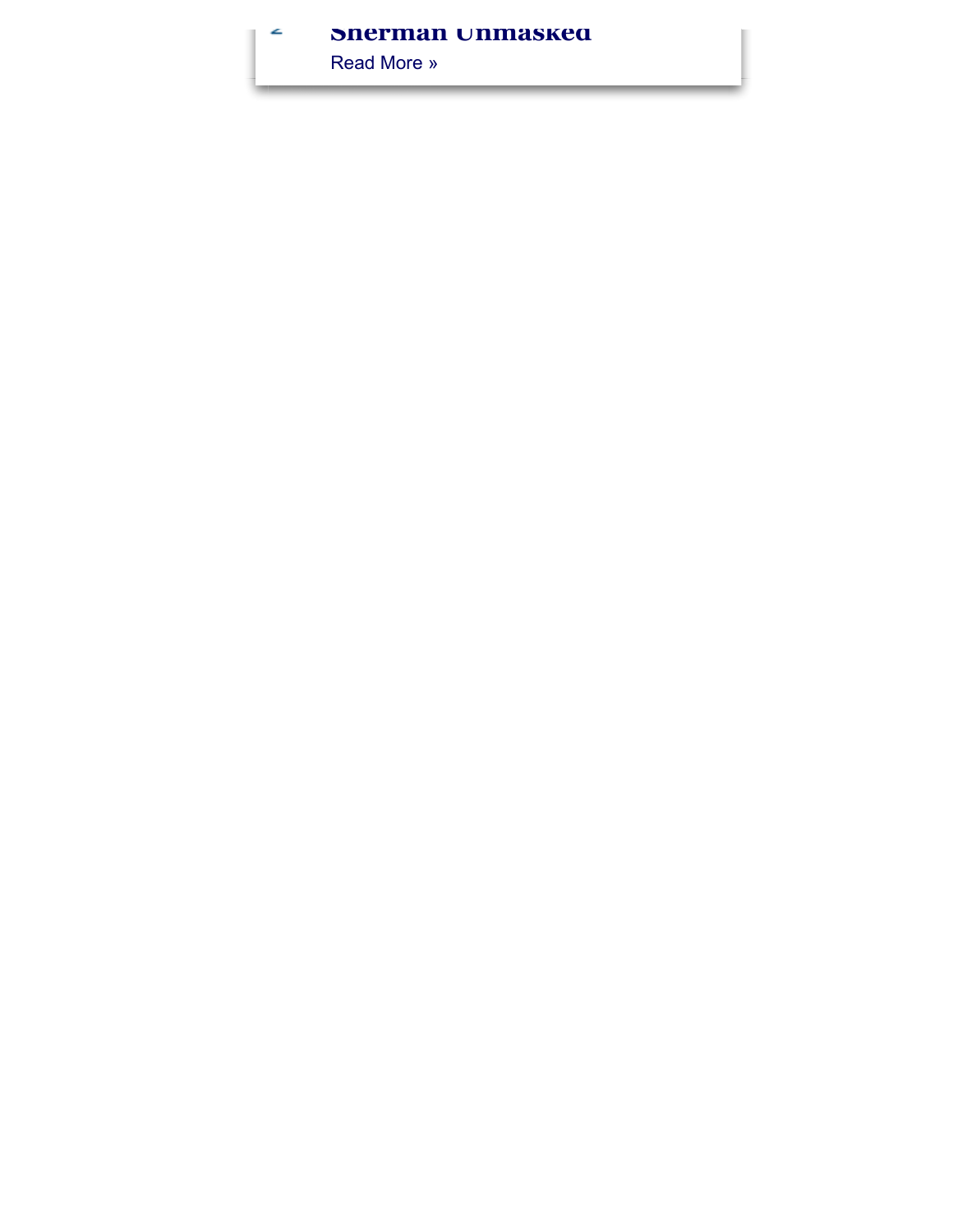**Sherman Unmasked**

Read More »